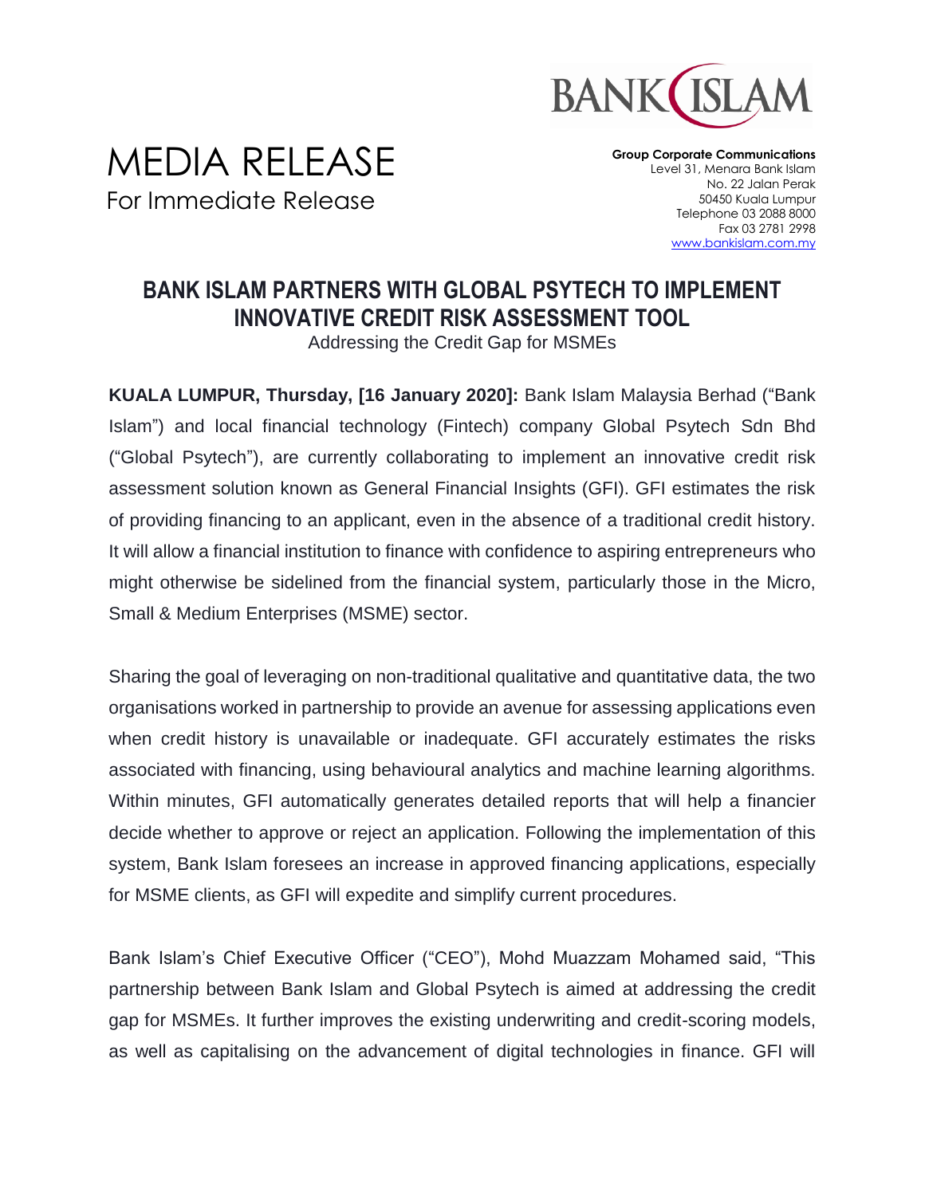# MEDIA RELEASE

For Immediate Release

**Group Corporate Communications**
Level 31, Menara Bank Islam
No. 22 Jalan Perak
50450 Kuala Lumpur
Telephone 03 2088 8000
Fax 03 2781 2998
www.bankislam.com.my

## BANK ISLAM PARTNERS WITH GLOBAL PSYTECH TO IMPLEMENT INNOVATIVE CREDIT RISK ASSESSMENT TOOL

Addressing the Credit Gap for MSMEs

**KUALA LUMPUR, Thursday, [16 January 2020]:** Bank Islam Malaysia Berhad ("Bank Islam") and local financial technology (Fintech) company Global Psytech Sdn Bhd ("Global Psytech"), are currently collaborating to implement an innovative credit risk assessment solution known as General Financial Insights (GFI). GFI estimates the risk of providing financing to an applicant, even in the absence of a traditional credit history. It will allow a financial institution to finance with confidence to aspiring entrepreneurs who might otherwise be sidelined from the financial system, particularly those in the Micro, Small & Medium Enterprises (MSME) sector.

Sharing the goal of leveraging on non-traditional qualitative and quantitative data, the two organisations worked in partnership to provide an avenue for assessing applications even when credit history is unavailable or inadequate. GFI accurately estimates the risks associated with financing, using behavioural analytics and machine learning algorithms. Within minutes, GFI automatically generates detailed reports that will help a financier decide whether to approve or reject an application. Following the implementation of this system, Bank Islam foresees an increase in approved financing applications, especially for MSME clients, as GFI will expedite and simplify current procedures.

Bank Islam's Chief Executive Officer ("CEO"), Mohd Muazzam Mohamed said, "This partnership between Bank Islam and Global Psytech is aimed at addressing the credit gap for MSMEs. It further improves the existing underwriting and credit-scoring models, as well as capitalising on the advancement of digital technologies in finance. GFI will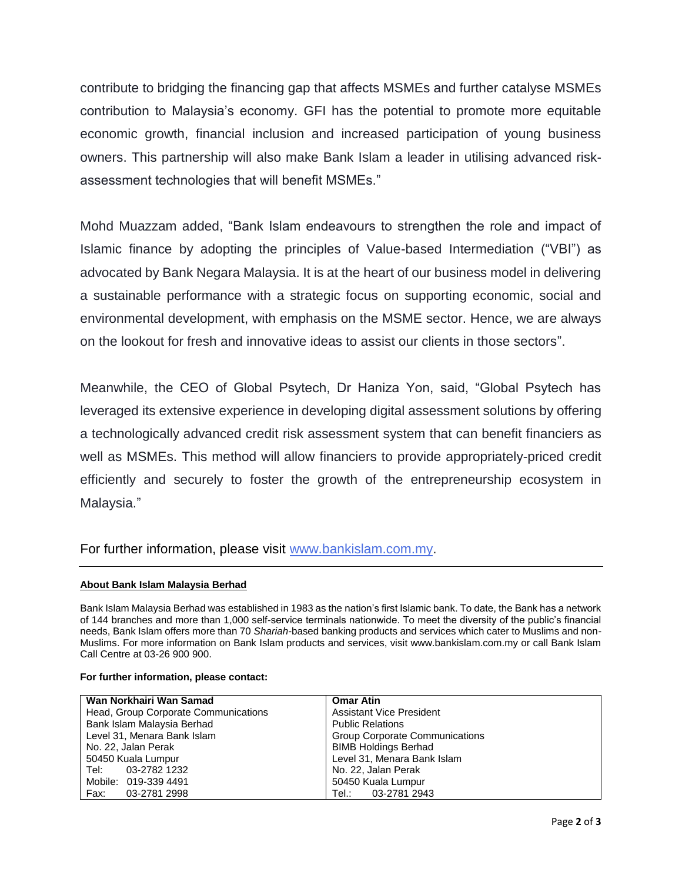contribute to bridging the financing gap that affects MSMEs and further catalyse MSMEs contribution to Malaysia's economy. GFI has the potential to promote more equitable economic growth, financial inclusion and increased participation of young business owners. This partnership will also make Bank Islam a leader in utilising advanced risk-assessment technologies that will benefit MSMEs."

Mohd Muazzam added, "Bank Islam endeavours to strengthen the role and impact of Islamic finance by adopting the principles of Value-based Intermediation ("VBI") as advocated by Bank Negara Malaysia. It is at the heart of our business model in delivering a sustainable performance with a strategic focus on supporting economic, social and environmental development, with emphasis on the MSME sector. Hence, we are always on the lookout for fresh and innovative ideas to assist our clients in those sectors".

Meanwhile, the CEO of Global Psytech, Dr Haniza Yon, said, "Global Psytech has leveraged its extensive experience in developing digital assessment solutions by offering a technologically advanced credit risk assessment system that can benefit financiers as well as MSMEs. This method will allow financiers to provide appropriately-priced credit efficiently and securely to foster the growth of the entrepreneurship ecosystem in Malaysia."

For further information, please visit [www.bankislam.com.my](www.bankislam.com.my).

---

**About Bank Islam Malaysia Berhad**

Bank Islam Malaysia Berhad was established in 1983 as the nation's first Islamic bank. To date, the Bank has a network of 144 branches and more than 1,000 self-service terminals nationwide. To meet the diversity of the public's financial needs, Bank Islam offers more than 70 *Shariah*-based banking products and services which cater to Muslims and non-Muslims. For more information on Bank Islam products and services, visit www.bankislam.com.my or call Bank Islam Call Centre at 03-26 900 900.

**For further information, please contact:**

| **Wan Norkhairi Wan Samad** | **Omar Atin** |
|---|---|
| Head, Group Corporate Communications | Assistant Vice President |
| Bank Islam Malaysia Berhad | Public Relations |
| Level 31, Menara Bank Islam | Group Corporate Communications |
| No. 22, Jalan Perak | BIMB Holdings Berhad |
| 50450 Kuala Lumpur | Level 31, Menara Bank Islam |
| Tel: 03-2782 1232 | No. 22, Jalan Perak |
| Mobile: 019-339 4491 | 50450 Kuala Lumpur |
| Fax: 03-2781 2998 | Tel.: 03-2781 2943 |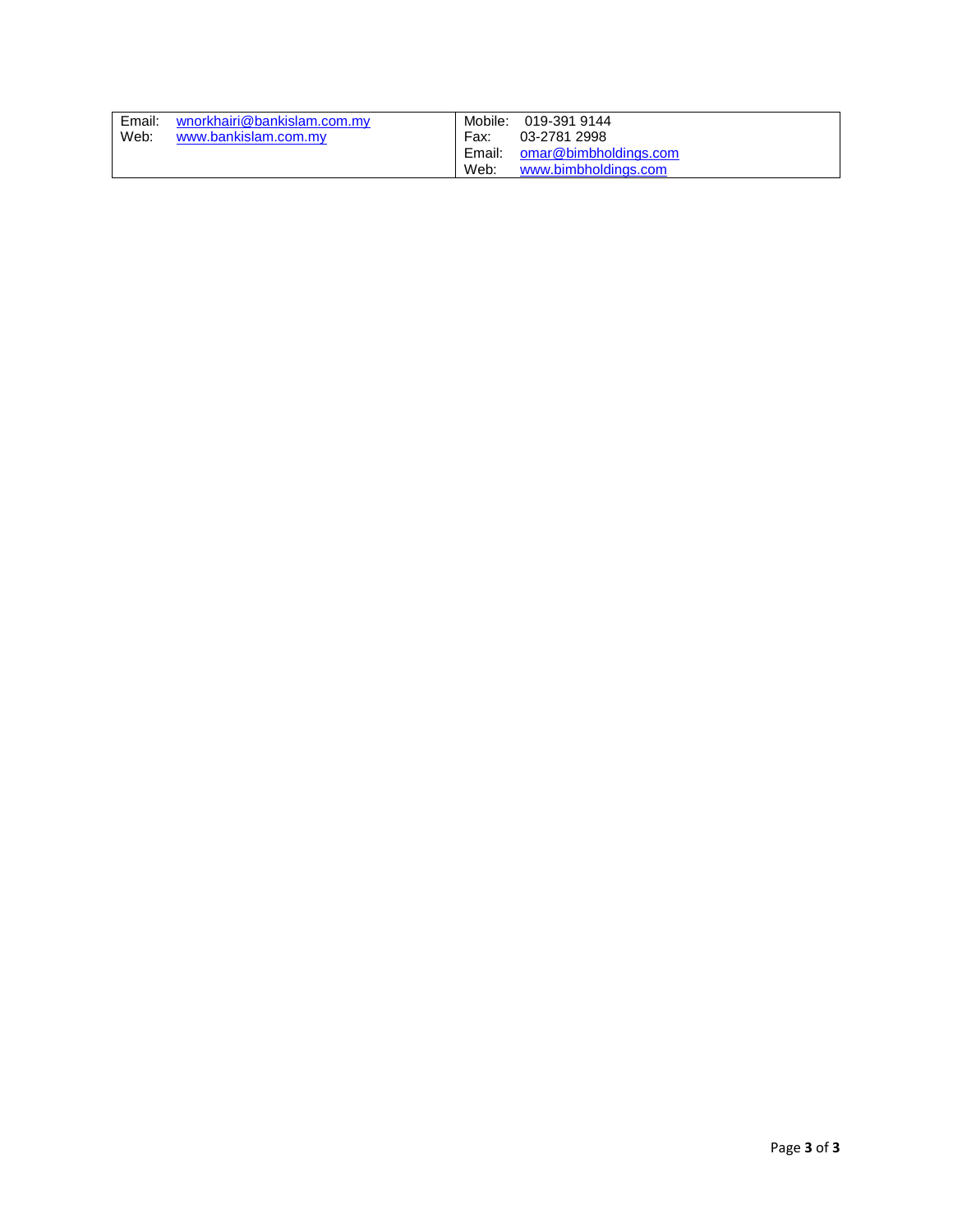| | |
|---|---|
| Email: wnorkhairi@bankislam.com.my<br>Web: www.bankislam.com.my | Mobile: 019-391 9144<br>Fax: 03-2781 2998<br>Email: omar@bimbholdings.com<br>Web: www.bimbholdings.com |